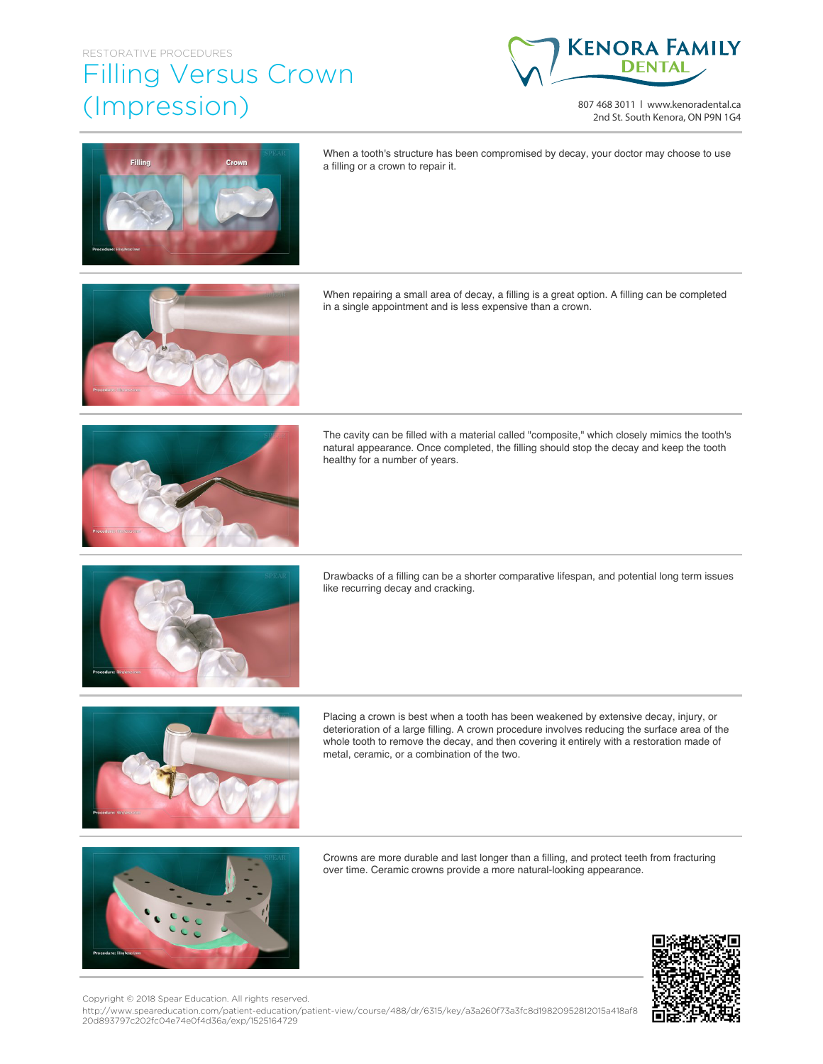RESTORATIVE PROCEDURES

# Filling Versus Crown (Impression)

**KENORA FAMILY DENTAL**

807 468 3011 | www.kenoradental.ca
2nd St. South Kenora, ON P9N 1G4

When a tooth's structure has been compromised by decay, your doctor may choose to use a filling or a crown to repair it.

When repairing a small area of decay, a filling is a great option. A filling can be completed in a single appointment and is less expensive than a crown.

The cavity can be filled with a material called "composite," which closely mimics the tooth's natural appearance. Once completed, the filling should stop the decay and keep the tooth healthy for a number of years.

Drawbacks of a filling can be a shorter comparative lifespan, and potential long term issues like recurring decay and cracking.

Placing a crown is best when a tooth has been weakened by extensive decay, injury, or deterioration of a large filling. A crown procedure involves reducing the surface area of the whole tooth to remove the decay, and then covering it entirely with a restoration made of metal, ceramic, or a combination of the two.

Crowns are more durable and last longer than a filling, and protect teeth from fracturing over time. Ceramic crowns provide a more natural-looking appearance.

Copyright © 2018 Spear Education. All rights reserved.
http://www.speareducation.com/patient-education/patient-view/course/488/dr/6315/key/a3a260f73a3fc8d19820952812015a418af820d893797c202fc04e74e0f4d36a/exp/1525164729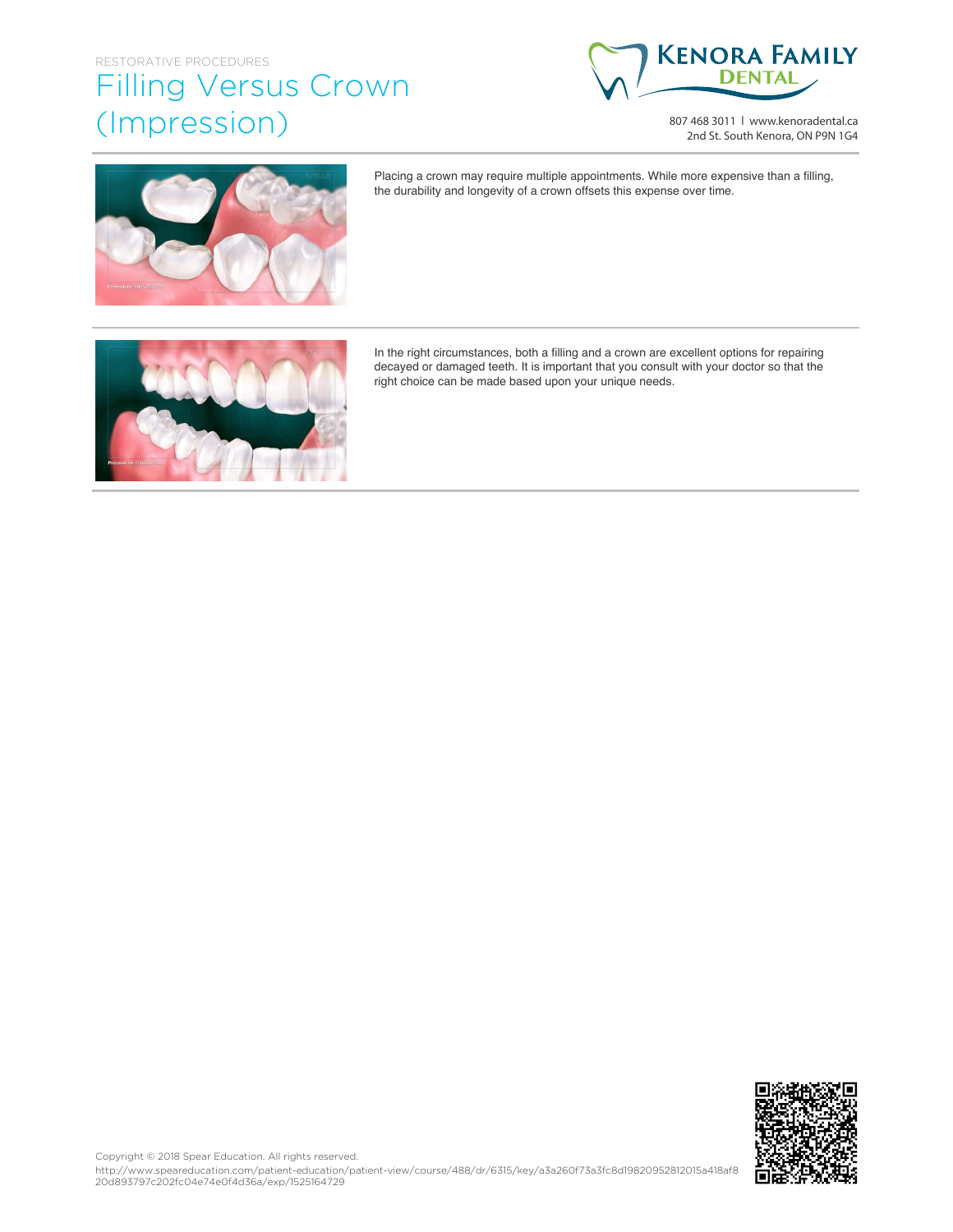RESTORATIVE PROCEDURES

# Filling Versus Crown (Impression)

807 468 3011 | www.kenoradental.ca
2nd St. South Kenora, ON P9N 1G4

Placing a crown may require multiple appointments. While more expensive than a filling, the durability and longevity of a crown offsets this expense over time.

In the right circumstances, both a filling and a crown are excellent options for repairing decayed or damaged teeth. It is important that you consult with your doctor so that the right choice can be made based upon your unique needs.

Copyright © 2018 Spear Education. All rights reserved.
http://www.speareducation.com/patient-education/patient-view/course/488/dr/6315/key/a3a260f73a3fc8d19820952812015a418af820d893797c202fc04e74e0f4d36a/exp/1525164729